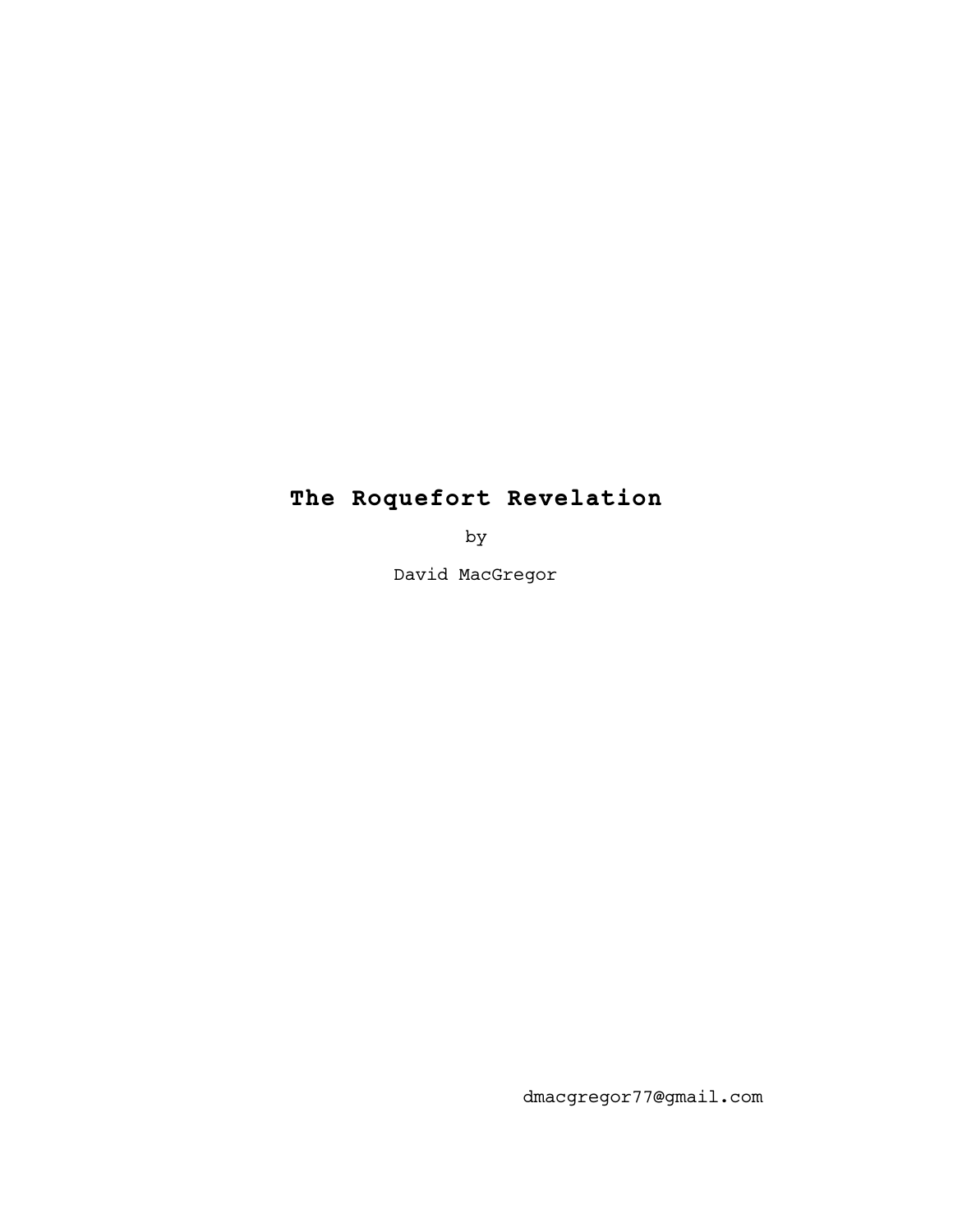# The Roquefort Revelation

by

David MacGregor

dmacgregor77@gmail.com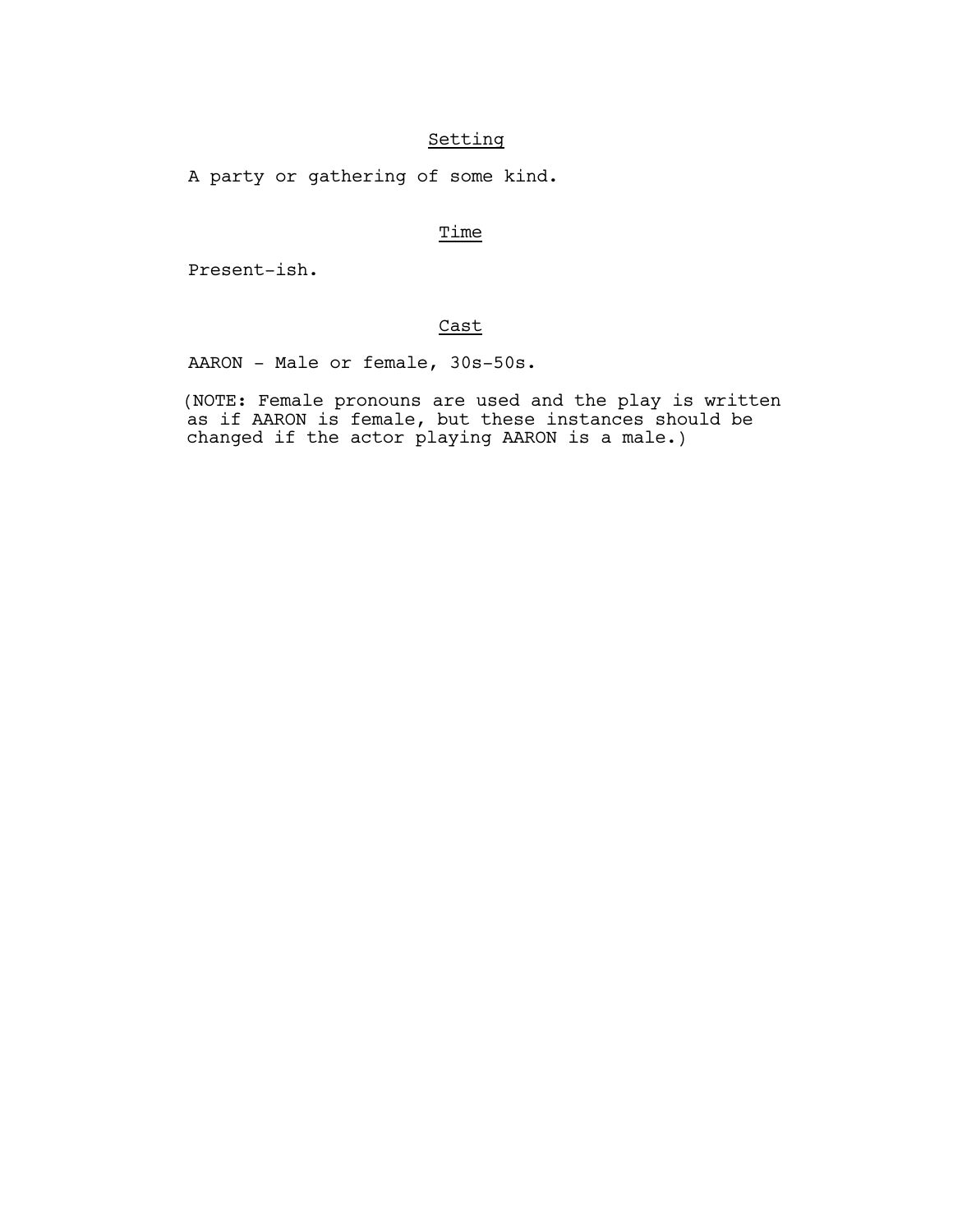## Setting

A party or gathering of some kind.

## Time

Present-ish.

## Cast

AARON - Male or female, 30s-50s.

(NOTE: Female pronouns are used and the play is written as if AARON is female, but these instances should be changed if the actor playing AARON is a male.)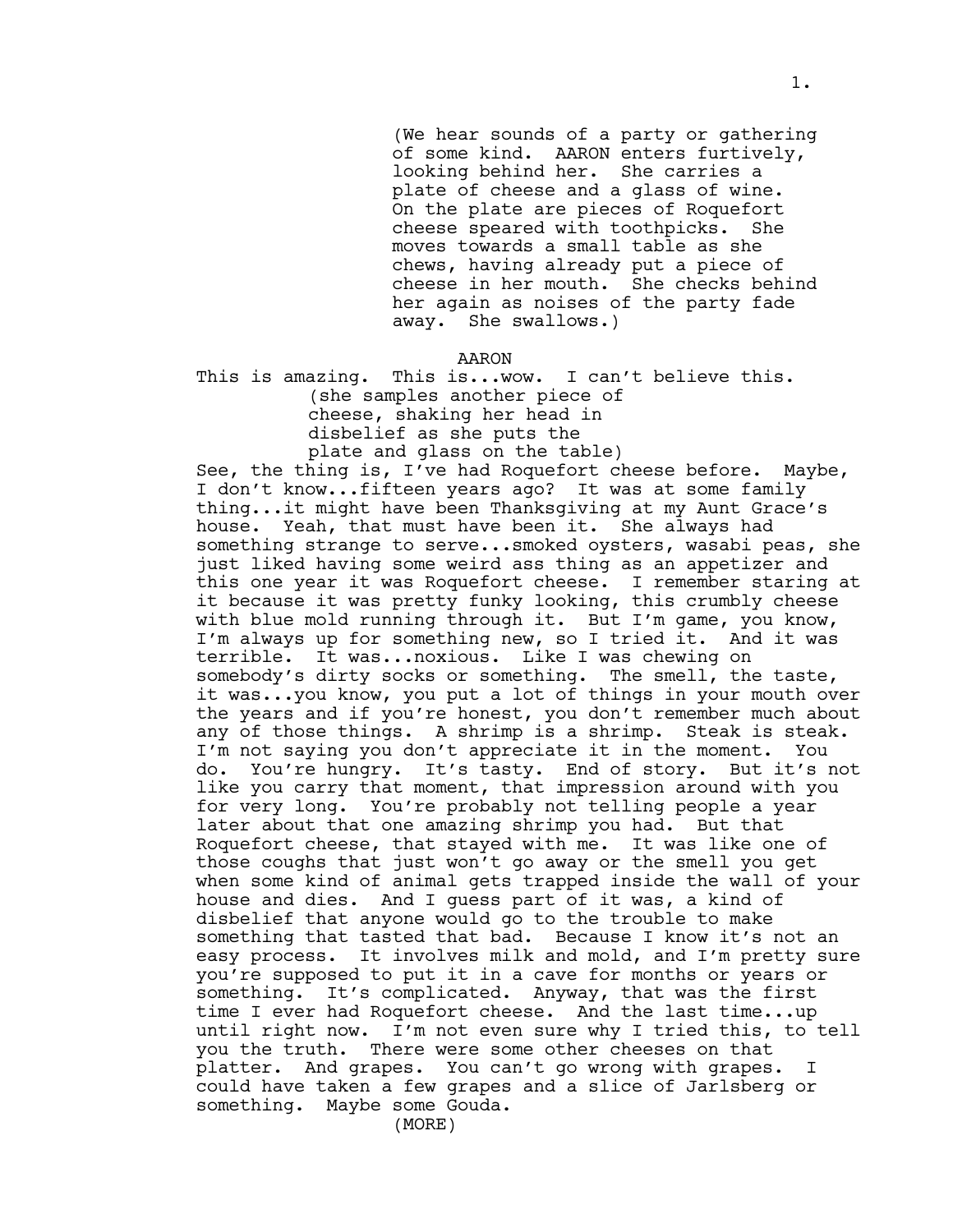(We hear sounds of a party or gathering of some kind. AARON enters furtively, looking behind her. She carries a plate of cheese and a glass of wine. On the plate are pieces of Roquefort cheese speared with toothpicks. She moves towards a small table as she chews, having already put a piece of cheese in her mouth. She checks behind her again as noises of the party fade away. She swallows.)

AARON

This is amazing. This is...wow. I can't believe this.

(she samples another piece of cheese, shaking her head in disbelief as she puts the plate and glass on the table)

See, the thing is, I've had Roquefort cheese before. Maybe, I don't know...fifteen years ago? It was at some family thing...it might have been Thanksgiving at my Aunt Grace's house. Yeah, that must have been it. She always had something strange to serve...smoked oysters, wasabi peas, she just liked having some weird ass thing as an appetizer and this one year it was Roquefort cheese. I remember staring at it because it was pretty funky looking, this crumbly cheese with blue mold running through it. But I'm game, you know, I'm always up for something new, so I tried it. And it was terrible. It was...noxious. Like I was chewing on somebody's dirty socks or something. The smell, the taste, it was...you know, you put a lot of things in your mouth over the years and if you're honest, you don't remember much about any of those things. A shrimp is a shrimp. Steak is steak. I'm not saying you don't appreciate it in the moment. You do. You're hungry. It's tasty. End of story. But it's not like you carry that moment, that impression around with you for very long. You're probably not telling people a year later about that one amazing shrimp you had. But that Roquefort cheese, that stayed with me. It was like one of those coughs that just won't go away or the smell you get when some kind of animal gets trapped inside the wall of your house and dies. And I guess part of it was, a kind of disbelief that anyone would go to the trouble to make something that tasted that bad. Because I know it's not an easy process. It involves milk and mold, and I'm pretty sure you're supposed to put it in a cave for months or years or something. It's complicated. Anyway, that was the first time I ever had Roquefort cheese. And the last time...up until right now. I'm not even sure why I tried this, to tell you the truth. There were some other cheeses on that platter. And grapes. You can't go wrong with grapes. I could have taken a few grapes and a slice of Jarlsberg or something. Maybe some Gouda.

(MORE)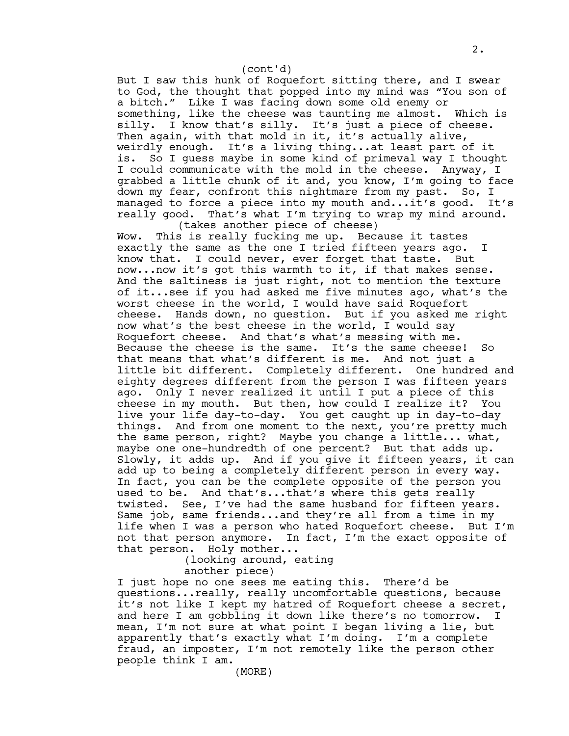(cont'd)

But I saw this hunk of Roquefort sitting there, and I swear to God, the thought that popped into my mind was "You son of a bitch." Like I was facing down some old enemy or something, like the cheese was taunting me almost. Which is silly. I know that's silly. It's just a piece of cheese. Then again, with that mold in it, it's actually alive, weirdly enough. It's a living thing...at least part of it is. So I guess maybe in some kind of primeval way I thought I could communicate with the mold in the cheese. Anyway, I grabbed a little chunk of it and, you know, I'm going to face down my fear, confront this nightmare from my past. So, I managed to force a piece into my mouth and...it's good. It's really good. That's what I'm trying to wrap my mind around.

(takes another piece of cheese)

Wow. This is really fucking me up. Because it tastes exactly the same as the one I tried fifteen years ago. I know that. I could never, ever forget that taste. But now...now it's got this warmth to it, if that makes sense. And the saltiness is just right, not to mention the texture of it...see if you had asked me five minutes ago, what's the worst cheese in the world, I would have said Roquefort cheese. Hands down, no question. But if you asked me right now what's the best cheese in the world, I would say Roquefort cheese. And that's what's messing with me. Because the cheese is the same. It's the same cheese! So that means that what's different is me. And not just a little bit different. Completely different. One hundred and eighty degrees different from the person I was fifteen years ago. Only I never realized it until I put a piece of this cheese in my mouth. But then, how could I realize it? You live your life day-to-day. You get caught up in day-to-day things. And from one moment to the next, you're pretty much the same person, right? Maybe you change a little... what, maybe one one-hundredth of one percent? But that adds up. Slowly, it adds up. And if you give it fifteen years, it can add up to being a completely different person in every way. In fact, you can be the complete opposite of the person you used to be. And that's...that's where this gets really twisted. See, I've had the same husband for fifteen years. Same job, same friends...and they're all from a time in my life when I was a person who hated Roquefort cheese. But I'm not that person anymore. In fact, I'm the exact opposite of that person. Holy mother...

(looking around, eating another piece)

I just hope no one sees me eating this. There'd be questions...really, really uncomfortable questions, because it's not like I kept my hatred of Roquefort cheese a secret, and here I am gobbling it down like there's no tomorrow. I mean, I'm not sure at what point I began living a lie, but apparently that's exactly what I'm doing. I'm a complete fraud, an imposter, I'm not remotely like the person other people think I am.

(MORE)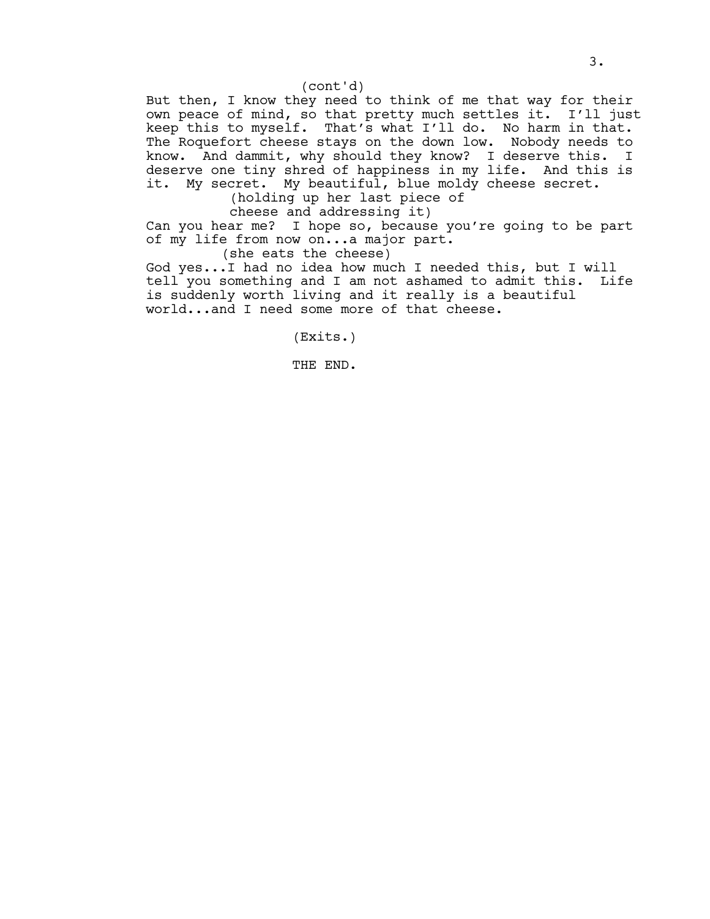(cont'd)

But then, I know they need to think of me that way for their own peace of mind, so that pretty much settles it. I'll just keep this to myself. That's what I'll do. No harm in that. The Roquefort cheese stays on the down low. Nobody needs to know. And dammit, why should they know? I deserve this. I deserve one tiny shred of happiness in my life. And this is it. My secret. My beautiful, blue moldy cheese secret.

(holding up her last piece of cheese and addressing it)

Can you hear me? I hope so, because you're going to be part of my life from now on...a major part.

(she eats the cheese)

God yes...I had no idea how much I needed this, but I will tell you something and I am not ashamed to admit this. Life is suddenly worth living and it really is a beautiful world...and I need some more of that cheese.

(Exits.)

THE END.